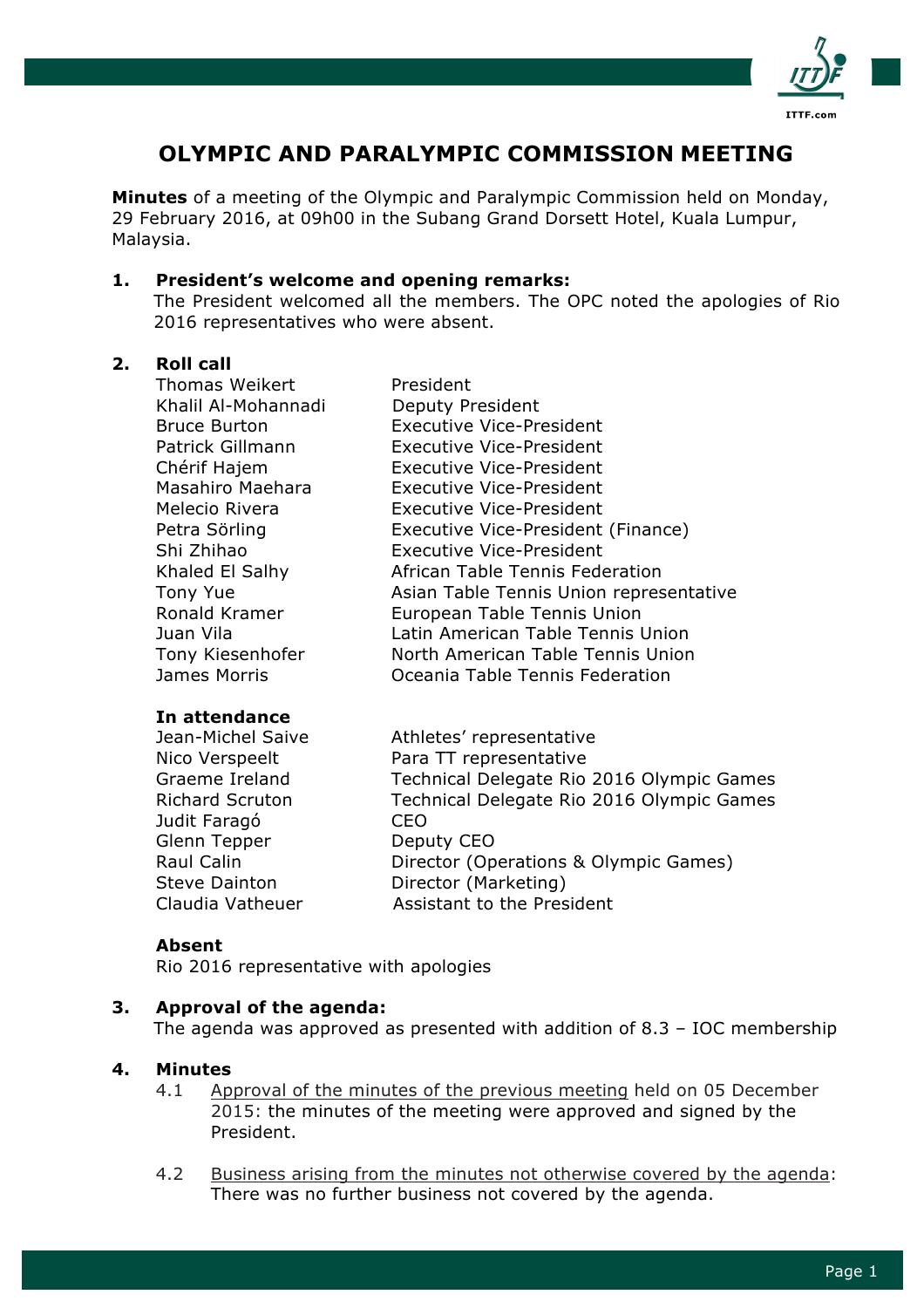# OLYMPIC AND PARALYMPIC COMMISSION MEETING

**Minutes** of a meeting of the Olympic and Paralympic Commission held on Monday, 29 February 2016, at 09h00 in the Subang Grand Dorsett Hotel, Kuala Lumpur, Malaysia.

**1. President's welcome and opening remarks:**

The President welcomed all the members. The OPC noted the apologies of Rio 2016 representatives who were absent.

**2. Roll call**

| | |
|---|---|
| Thomas Weikert | President |
| Khalil Al-Mohannadi | Deputy President |
| Bruce Burton | Executive Vice-President |
| Patrick Gillmann | Executive Vice-President |
| Chérif Hajem | Executive Vice-President |
| Masahiro Maehara | Executive Vice-President |
| Melecio Rivera | Executive Vice-President |
| Petra Sörling | Executive Vice-President (Finance) |
| Shi Zhihao | Executive Vice-President |
| Khaled El Salhy | African Table Tennis Federation |
| Tony Yue | Asian Table Tennis Union representative |
| Ronald Kramer | European Table Tennis Union |
| Juan Vila | Latin American Table Tennis Union |
| Tony Kiesenhofer | North American Table Tennis Union |
| James Morris | Oceania Table Tennis Federation |

**In attendance**

| | |
|---|---|
| Jean-Michel Saive | Athletes' representative |
| Nico Verspeelt | Para TT representative |
| Graeme Ireland | Technical Delegate Rio 2016 Olympic Games |
| Richard Scruton | Technical Delegate Rio 2016 Olympic Games |
| Judit Faragó | CEO |
| Glenn Tepper | Deputy CEO |
| Raul Calin | Director (Operations & Olympic Games) |
| Steve Dainton | Director (Marketing) |
| Claudia Vatheuer | Assistant to the President |

**Absent**

Rio 2016 representative with apologies

**3. Approval of the agenda:**

The agenda was approved as presented with addition of 8.3 – IOC membership

**4. Minutes**

4.1 Approval of the minutes of the previous meeting held on 05 December 2015: the minutes of the meeting were approved and signed by the President.

4.2 Business arising from the minutes not otherwise covered by the agenda: There was no further business not covered by the agenda.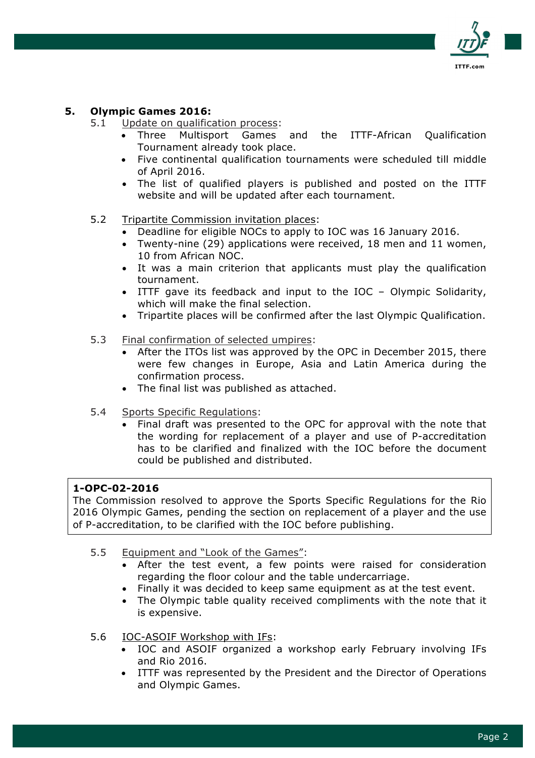## 5. Olympic Games 2016:

5.1 Update on qualification process:

- Three Multisport Games and the ITTF-African Qualification Tournament already took place.
- Five continental qualification tournaments were scheduled till middle of April 2016.
- The list of qualified players is published and posted on the ITTF website and will be updated after each tournament.

5.2 Tripartite Commission invitation places:

- Deadline for eligible NOCs to apply to IOC was 16 January 2016.
- Twenty-nine (29) applications were received, 18 men and 11 women, 10 from African NOC.
- It was a main criterion that applicants must play the qualification tournament.
- ITTF gave its feedback and input to the IOC – Olympic Solidarity, which will make the final selection.
- Tripartite places will be confirmed after the last Olympic Qualification.

5.3 Final confirmation of selected umpires:

- After the ITOs list was approved by the OPC in December 2015, there were few changes in Europe, Asia and Latin America during the confirmation process.
- The final list was published as attached.

5.4 Sports Specific Regulations:

- Final draft was presented to the OPC for approval with the note that the wording for replacement of a player and use of P-accreditation has to be clarified and finalized with the IOC before the document could be published and distributed.

**1-OPC-02-2016**
The Commission resolved to approve the Sports Specific Regulations for the Rio 2016 Olympic Games, pending the section on replacement of a player and the use of P-accreditation, to be clarified with the IOC before publishing.

5.5 Equipment and "Look of the Games":

- After the test event, a few points were raised for consideration regarding the floor colour and the table undercarriage.
- Finally it was decided to keep same equipment as at the test event.
- The Olympic table quality received compliments with the note that it is expensive.

5.6 IOC-ASOIF Workshop with IFs:

- IOC and ASOIF organized a workshop early February involving IFs and Rio 2016.
- ITTF was represented by the President and the Director of Operations and Olympic Games.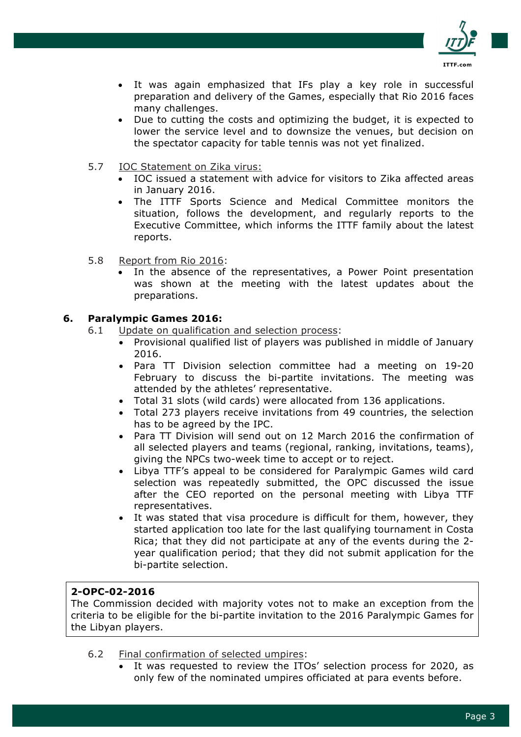- It was again emphasized that IFs play a key role in successful preparation and delivery of the Games, especially that Rio 2016 faces many challenges.
- Due to cutting the costs and optimizing the budget, it is expected to lower the service level and to downsize the venues, but decision on the spectator capacity for table tennis was not yet finalized.

5.7 IOC Statement on Zika virus:

- IOC issued a statement with advice for visitors to Zika affected areas in January 2016.
- The ITTF Sports Science and Medical Committee monitors the situation, follows the development, and regularly reports to the Executive Committee, which informs the ITTF family about the latest reports.

5.8 Report from Rio 2016:

- In the absence of the representatives, a Power Point presentation was shown at the meeting with the latest updates about the preparations.

## 6. Paralympic Games 2016:

6.1 Update on qualification and selection process:

- Provisional qualified list of players was published in middle of January 2016.
- Para TT Division selection committee had a meeting on 19-20 February to discuss the bi-partite invitations. The meeting was attended by the athletes' representative.
- Total 31 slots (wild cards) were allocated from 136 applications.
- Total 273 players receive invitations from 49 countries, the selection has to be agreed by the IPC.
- Para TT Division will send out on 12 March 2016 the confirmation of all selected players and teams (regional, ranking, invitations, teams), giving the NPCs two-week time to accept or to reject.
- Libya TTF's appeal to be considered for Paralympic Games wild card selection was repeatedly submitted, the OPC discussed the issue after the CEO reported on the personal meeting with Libya TTF representatives.
- It was stated that visa procedure is difficult for them, however, they started application too late for the last qualifying tournament in Costa Rica; that they did not participate at any of the events during the 2-year qualification period; that they did not submit application for the bi-partite selection.

**2-OPC-02-2016**
The Commission decided with majority votes not to make an exception from the criteria to be eligible for the bi-partite invitation to the 2016 Paralympic Games for the Libyan players.

6.2 Final confirmation of selected umpires:

- It was requested to review the ITOs' selection process for 2020, as only few of the nominated umpires officiated at para events before.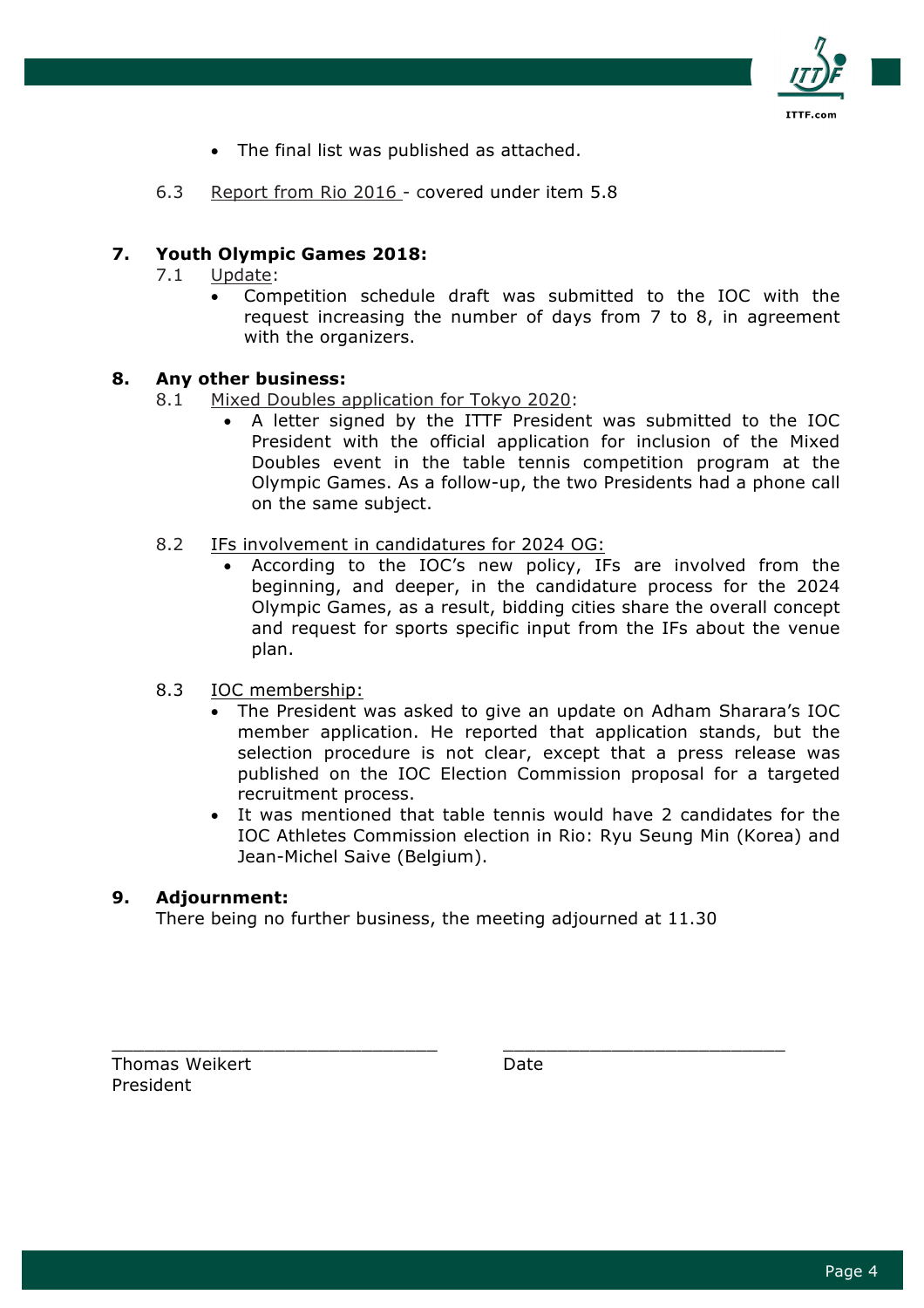- The final list was published as attached.

6.3 Report from Rio 2016 - covered under item 5.8

**7. Youth Olympic Games 2018:**

7.1 Update:

- Competition schedule draft was submitted to the IOC with the request increasing the number of days from 7 to 8, in agreement with the organizers.

**8. Any other business:**

8.1 Mixed Doubles application for Tokyo 2020:

- A letter signed by the ITTF President was submitted to the IOC President with the official application for inclusion of the Mixed Doubles event in the table tennis competition program at the Olympic Games. As a follow-up, the two Presidents had a phone call on the same subject.

8.2 IFs involvement in candidatures for 2024 OG:

- According to the IOC's new policy, IFs are involved from the beginning, and deeper, in the candidature process for the 2024 Olympic Games, as a result, bidding cities share the overall concept and request for sports specific input from the IFs about the venue plan.

8.3 IOC membership:

- The President was asked to give an update on Adham Sharara's IOC member application. He reported that application stands, but the selection procedure is not clear, except that a press release was published on the IOC Election Commission proposal for a targeted recruitment process.
- It was mentioned that table tennis would have 2 candidates for the IOC Athletes Commission election in Rio: Ryu Seung Min (Korea) and Jean-Michel Saive (Belgium).

**9. Adjournment:**

There being no further business, the meeting adjourned at 11.30

\_\_\_\_\_\_\_\_\_\_\_\_\_\_\_\_\_\_\_\_\_\_\_\_\_\_\_\_\_\_ \_\_\_\_\_\_\_\_\_\_\_\_\_\_\_\_\_\_\_\_\_\_\_\_\_\_\_\_\_\_

Thomas Weikert
President

Date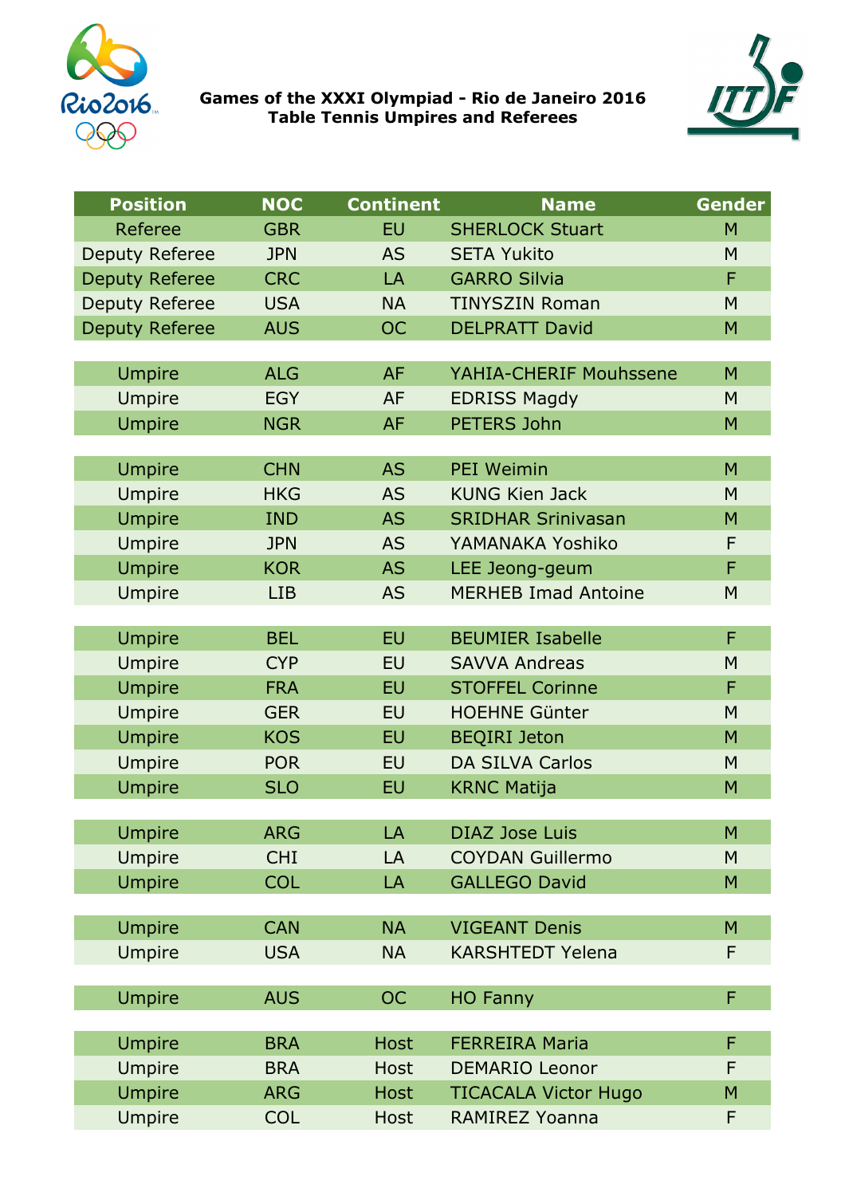**Games of the XXXI Olympiad - Rio de Janeiro 2016**
**Table Tennis Umpires and Referees**

| Position | NOC | Continent | Name | Gender |
|---|---|---|---|---|
| Referee | GBR | EU | SHERLOCK Stuart | M |
| Deputy Referee | JPN | AS | SETA Yukito | M |
| Deputy Referee | CRC | LA | GARRO Silvia | F |
| Deputy Referee | USA | NA | TINYSZIN Roman | M |
| Deputy Referee | AUS | OC | DELPRATT David | M |
| | | | | |
| Umpire | ALG | AF | YAHIA-CHERIF Mouhssene | M |
| Umpire | EGY | AF | EDRISS Magdy | M |
| Umpire | NGR | AF | PETERS John | M |
| | | | | |
| Umpire | CHN | AS | PEI Weimin | M |
| Umpire | HKG | AS | KUNG Kien Jack | M |
| Umpire | IND | AS | SRIDHAR Srinivasan | M |
| Umpire | JPN | AS | YAMANAKA Yoshiko | F |
| Umpire | KOR | AS | LEE Jeong-geum | F |
| Umpire | LIB | AS | MERHEB Imad Antoine | M |
| | | | | |
| Umpire | BEL | EU | BEUMIER Isabelle | F |
| Umpire | CYP | EU | SAVVA Andreas | M |
| Umpire | FRA | EU | STOFFEL Corinne | F |
| Umpire | GER | EU | HOEHNE Günter | M |
| Umpire | KOS | EU | BEQIRI Jeton | M |
| Umpire | POR | EU | DA SILVA Carlos | M |
| Umpire | SLO | EU | KRNC Matija | M |
| | | | | |
| Umpire | ARG | LA | DIAZ Jose Luis | M |
| Umpire | CHI | LA | COYDAN Guillermo | M |
| Umpire | COL | LA | GALLEGO David | M |
| | | | | |
| Umpire | CAN | NA | VIGEANT Denis | M |
| Umpire | USA | NA | KARSHTEDT Yelena | F |
| | | | | |
| Umpire | AUS | OC | HO Fanny | F |
| | | | | |
| Umpire | BRA | Host | FERREIRA Maria | F |
| Umpire | BRA | Host | DEMARIO Leonor | F |
| Umpire | ARG | Host | TICACALA Victor Hugo | M |
| Umpire | COL | Host | RAMIREZ Yoanna | F |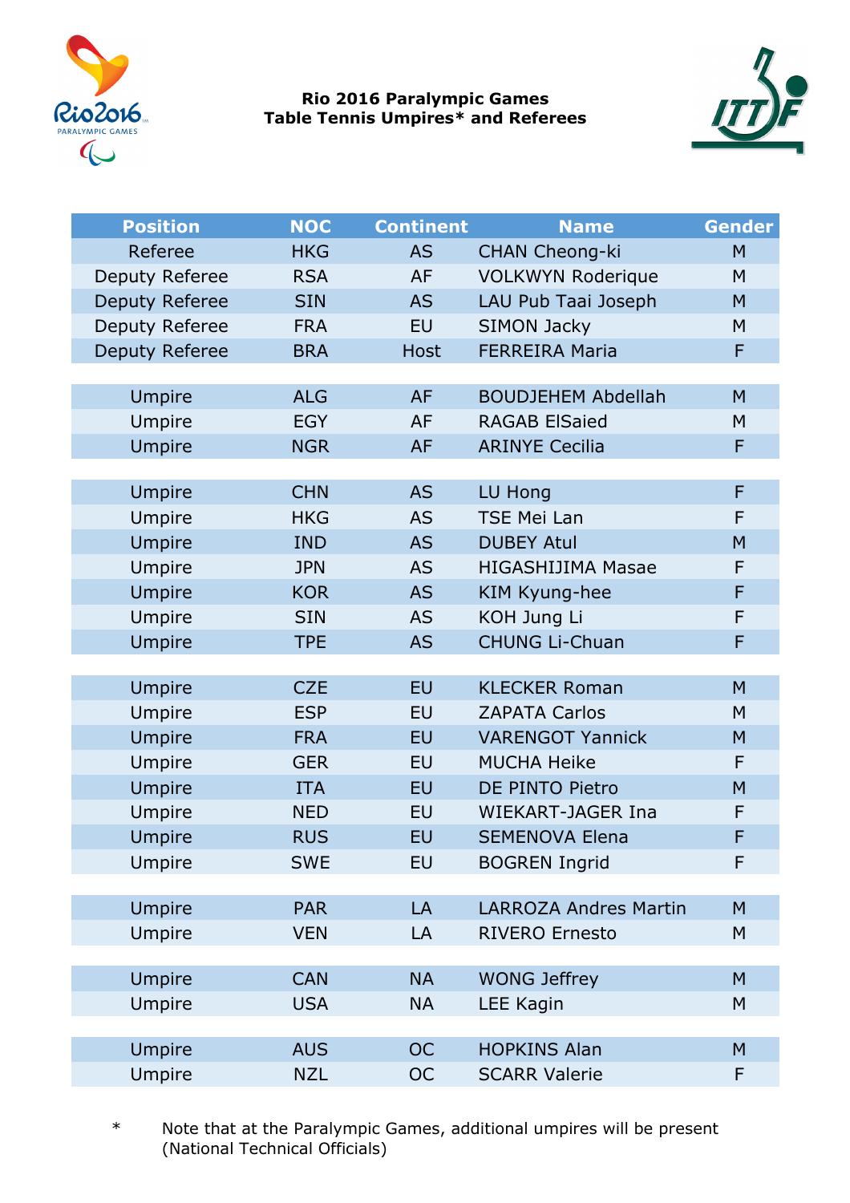**Rio 2016 Paralympic Games**
**Table Tennis Umpires* and Referees**

| Position | NOC | Continent | Name | Gender |
|---|---|---|---|---|
| Referee | HKG | AS | CHAN Cheong-ki | M |
| Deputy Referee | RSA | AF | VOLKWYN Roderique | M |
| Deputy Referee | SIN | AS | LAU Pub Taai Joseph | M |
| Deputy Referee | FRA | EU | SIMON Jacky | M |
| Deputy Referee | BRA | Host | FERREIRA Maria | F |
| | | | | |
| Umpire | ALG | AF | BOUDJEHEM Abdellah | M |
| Umpire | EGY | AF | RAGAB ElSaied | M |
| Umpire | NGR | AF | ARINYE Cecilia | F |
| | | | | |
| Umpire | CHN | AS | LU Hong | F |
| Umpire | HKG | AS | TSE Mei Lan | F |
| Umpire | IND | AS | DUBEY Atul | M |
| Umpire | JPN | AS | HIGASHIJIMA Masae | F |
| Umpire | KOR | AS | KIM Kyung-hee | F |
| Umpire | SIN | AS | KOH Jung Li | F |
| Umpire | TPE | AS | CHUNG Li-Chuan | F |
| | | | | |
| Umpire | CZE | EU | KLECKER Roman | M |
| Umpire | ESP | EU | ZAPATA Carlos | M |
| Umpire | FRA | EU | VARENGOT Yannick | M |
| Umpire | GER | EU | MUCHA Heike | F |
| Umpire | ITA | EU | DE PINTO Pietro | M |
| Umpire | NED | EU | WIEKART-JAGER Ina | F |
| Umpire | RUS | EU | SEMENOVA Elena | F |
| Umpire | SWE | EU | BOGREN Ingrid | F |
| | | | | |
| Umpire | PAR | LA | LARROZA Andres Martin | M |
| Umpire | VEN | LA | RIVERO Ernesto | M |
| | | | | |
| Umpire | CAN | NA | WONG Jeffrey | M |
| Umpire | USA | NA | LEE Kagin | M |
| | | | | |
| Umpire | AUS | OC | HOPKINS Alan | M |
| Umpire | NZL | OC | SCARR Valerie | F |

\* Note that at the Paralympic Games, additional umpires will be present (National Technical Officials)